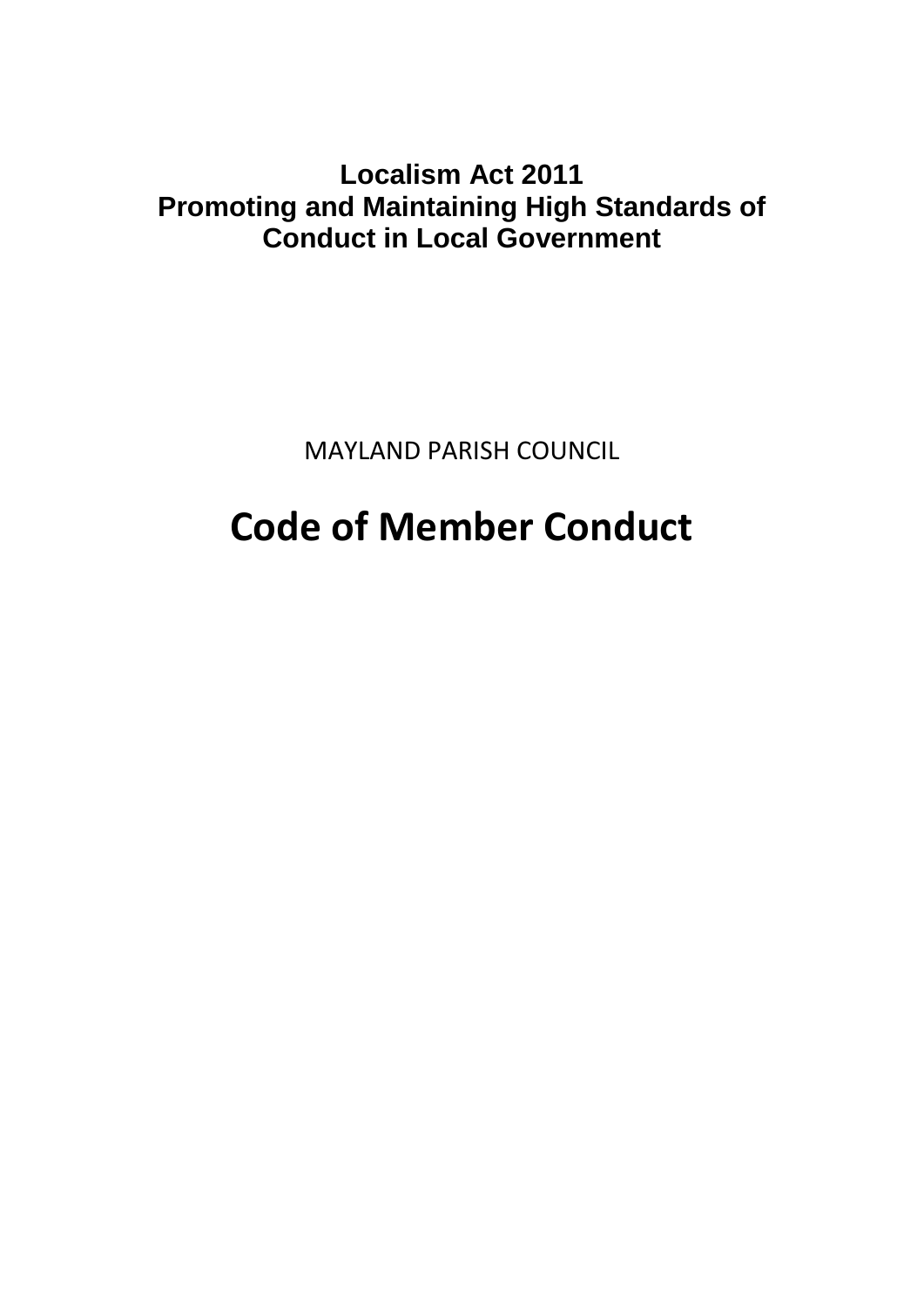**Localism Act 2011**
**Promoting and Maintaining High Standards of Conduct in Local Government**

MAYLAND PARISH COUNCIL

# Code of Member Conduct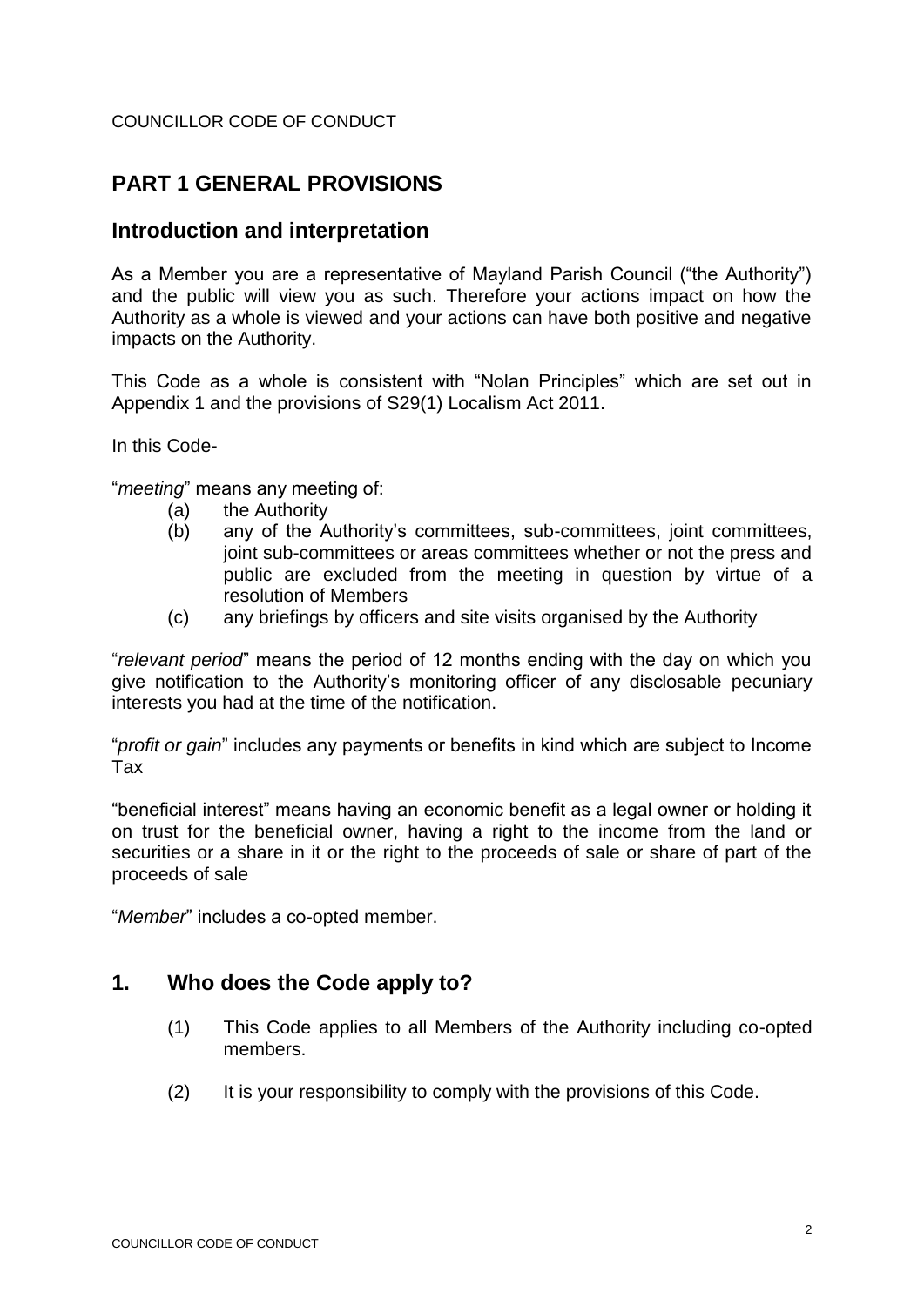COUNCILLOR CODE OF CONDUCT

## PART 1 GENERAL PROVISIONS

### Introduction and interpretation

As a Member you are a representative of Mayland Parish Council ("the Authority") and the public will view you as such. Therefore your actions impact on how the Authority as a whole is viewed and your actions can have both positive and negative impacts on the Authority.

This Code as a whole is consistent with "Nolan Principles" which are set out in Appendix 1 and the provisions of S29(1) Localism Act 2011.

In this Code-

"*meeting*" means any meeting of:

- (a) the Authority
- (b) any of the Authority's committees, sub-committees, joint committees, joint sub-committees or areas committees whether or not the press and public are excluded from the meeting in question by virtue of a resolution of Members
- (c) any briefings by officers and site visits organised by the Authority

"*relevant period*" means the period of 12 months ending with the day on which you give notification to the Authority's monitoring officer of any disclosable pecuniary interests you had at the time of the notification.

"*profit or gain*" includes any payments or benefits in kind which are subject to Income Tax

"beneficial interest" means having an economic benefit as a legal owner or holding it on trust for the beneficial owner, having a right to the income from the land or securities or a share in it or the right to the proceeds of sale or share of part of the proceeds of sale

"*Member*" includes a co-opted member.

### 1. Who does the Code apply to?

- (1) This Code applies to all Members of the Authority including co-opted members.
- (2) It is your responsibility to comply with the provisions of this Code.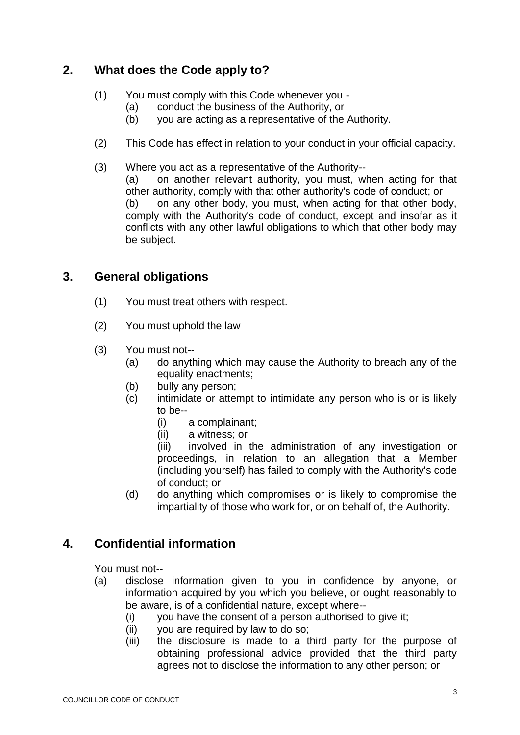## 2. What does the Code apply to?

(1) You must comply with this Code whenever you -
  (a) conduct the business of the Authority, or
  (b) you are acting as a representative of the Authority.

(2) This Code has effect in relation to your conduct in your official capacity.

(3) Where you act as a representative of the Authority--
  (a) on another relevant authority, you must, when acting for that other authority, comply with that other authority's code of conduct; or
  (b) on any other body, you must, when acting for that other body, comply with the Authority's code of conduct, except and insofar as it conflicts with any other lawful obligations to which that other body may be subject.

## 3. General obligations

(1) You must treat others with respect.

(2) You must uphold the law

(3) You must not--
  (a) do anything which may cause the Authority to breach any of the equality enactments;
  (b) bully any person;
  (c) intimidate or attempt to intimidate any person who is or is likely to be--
    (i) a complainant;
    (ii) a witness; or
    (iii) involved in the administration of any investigation or proceedings, in relation to an allegation that a Member (including yourself) has failed to comply with the Authority's code of conduct; or
  (d) do anything which compromises or is likely to compromise the impartiality of those who work for, or on behalf of, the Authority.

## 4. Confidential information

You must not--

(a) disclose information given to you in confidence by anyone, or information acquired by you which you believe, or ought reasonably to be aware, is of a confidential nature, except where--
  (i) you have the consent of a person authorised to give it;
  (ii) you are required by law to do so;
  (iii) the disclosure is made to a third party for the purpose of obtaining professional advice provided that the third party agrees not to disclose the information to any other person; or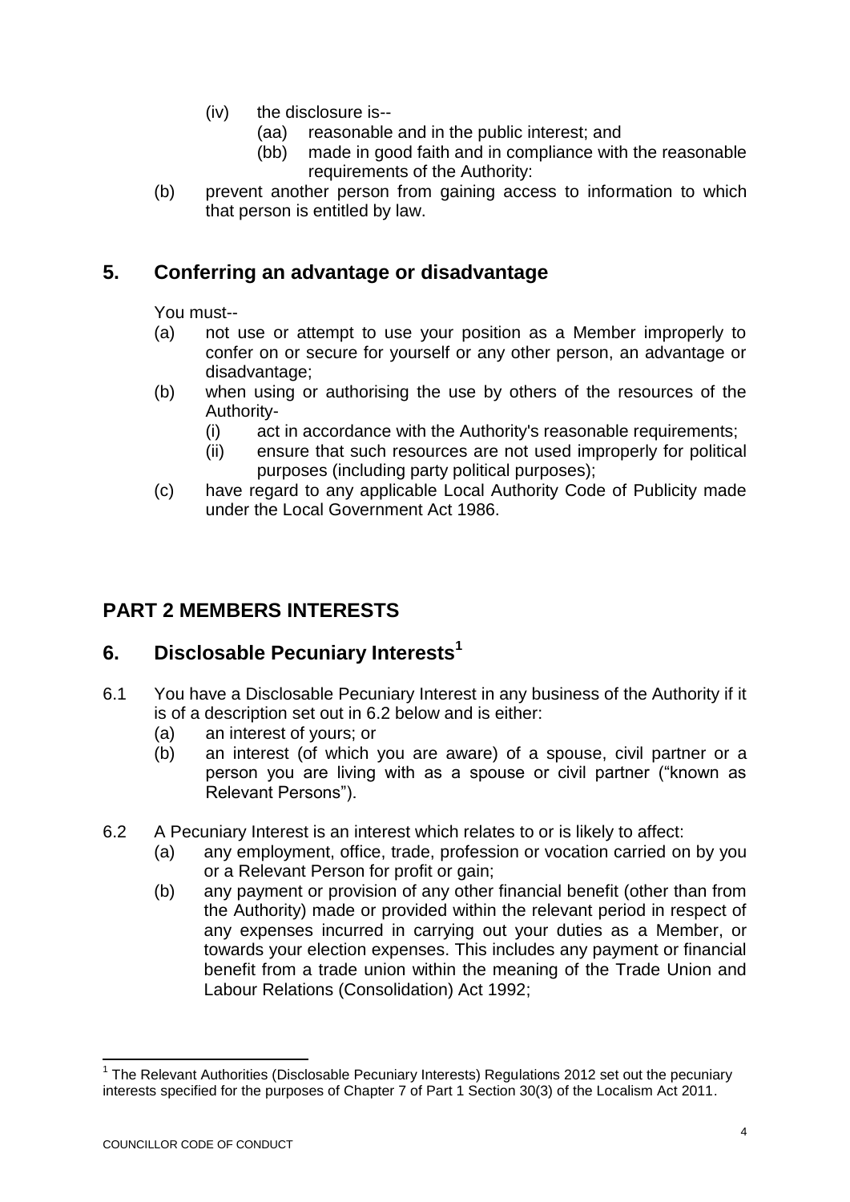(iv) the disclosure is--

(aa) reasonable and in the public interest; and

(bb) made in good faith and in compliance with the reasonable requirements of the Authority:

(b) prevent another person from gaining access to information to which that person is entitled by law.

## 5. Conferring an advantage or disadvantage

You must--

(a) not use or attempt to use your position as a Member improperly to confer on or secure for yourself or any other person, an advantage or disadvantage;

(b) when using or authorising the use by others of the resources of the Authority-

(i) act in accordance with the Authority's reasonable requirements;

(ii) ensure that such resources are not used improperly for political purposes (including party political purposes);

(c) have regard to any applicable Local Authority Code of Publicity made under the Local Government Act 1986.

# PART 2 MEMBERS INTERESTS

## 6. Disclosable Pecuniary Interests[1]

6.1 You have a Disclosable Pecuniary Interest in any business of the Authority if it is of a description set out in 6.2 below and is either:

(a) an interest of yours; or

(b) an interest (of which you are aware) of a spouse, civil partner or a person you are living with as a spouse or civil partner ("known as Relevant Persons").

6.2 A Pecuniary Interest is an interest which relates to or is likely to affect:

(a) any employment, office, trade, profession or vocation carried on by you or a Relevant Person for profit or gain;

(b) any payment or provision of any other financial benefit (other than from the Authority) made or provided within the relevant period in respect of any expenses incurred in carrying out your duties as a Member, or towards your election expenses. This includes any payment or financial benefit from a trade union within the meaning of the Trade Union and Labour Relations (Consolidation) Act 1992;

[1] The Relevant Authorities (Disclosable Pecuniary Interests) Regulations 2012 set out the pecuniary interests specified for the purposes of Chapter 7 of Part 1 Section 30(3) of the Localism Act 2011.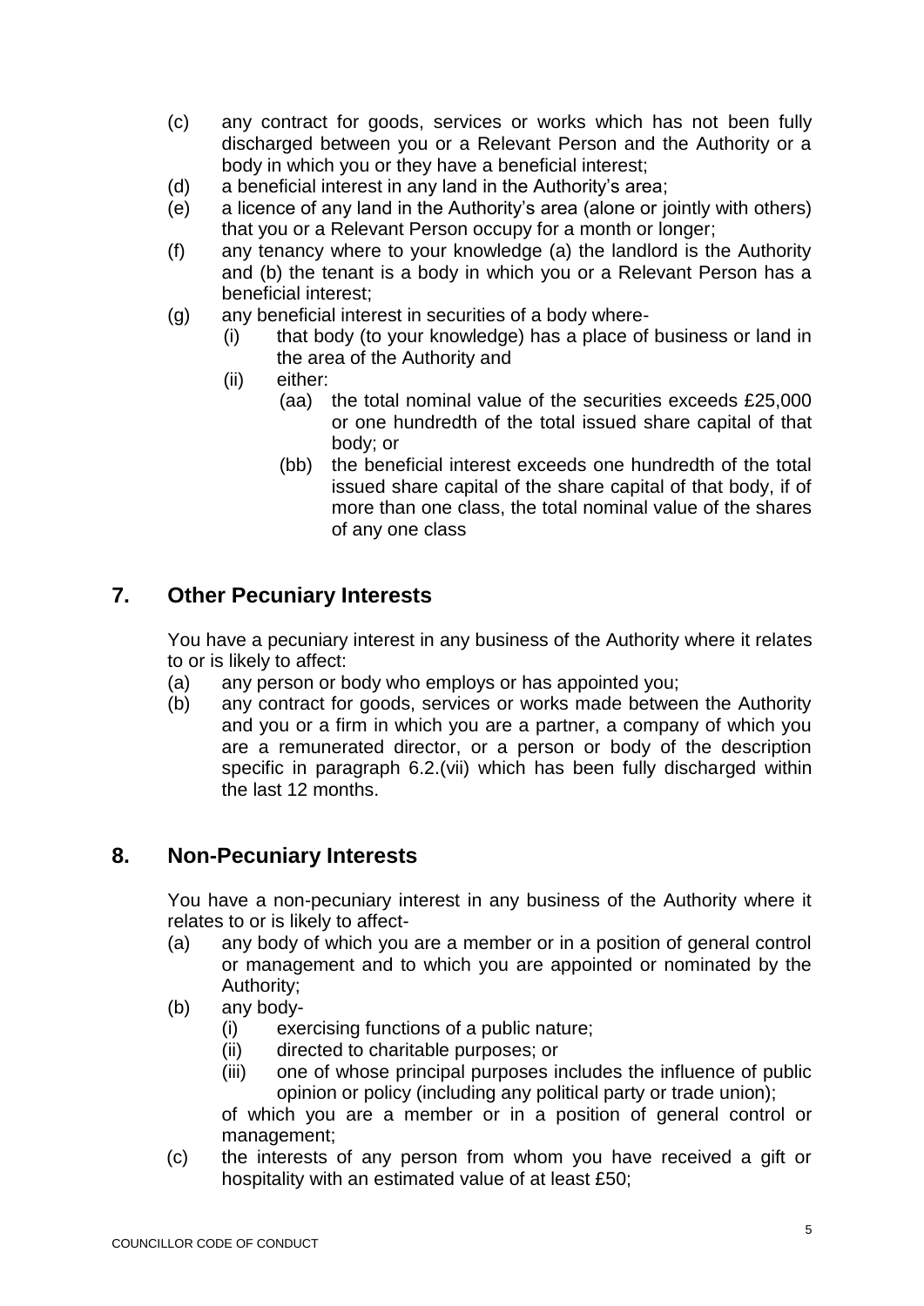(c) any contract for goods, services or works which has not been fully discharged between you or a Relevant Person and the Authority or a body in which you or they have a beneficial interest;

(d) a beneficial interest in any land in the Authority's area;

(e) a licence of any land in the Authority's area (alone or jointly with others) that you or a Relevant Person occupy for a month or longer;

(f) any tenancy where to your knowledge (a) the landlord is the Authority and (b) the tenant is a body in which you or a Relevant Person has a beneficial interest;

(g) any beneficial interest in securities of a body where-

   (i) that body (to your knowledge) has a place of business or land in the area of the Authority and

   (ii) either:

      (aa) the total nominal value of the securities exceeds £25,000 or one hundredth of the total issued share capital of that body; or

      (bb) the beneficial interest exceeds one hundredth of the total issued share capital of the share capital of that body, if of more than one class, the total nominal value of the shares of any one class

## 7. Other Pecuniary Interests

You have a pecuniary interest in any business of the Authority where it relates to or is likely to affect:

(a) any person or body who employs or has appointed you;

(b) any contract for goods, services or works made between the Authority and you or a firm in which you are a partner, a company of which you are a remunerated director, or a person or body of the description specific in paragraph 6.2.(vii) which has been fully discharged within the last 12 months.

## 8. Non-Pecuniary Interests

You have a non-pecuniary interest in any business of the Authority where it relates to or is likely to affect-

(a) any body of which you are a member or in a position of general control or management and to which you are appointed or nominated by the Authority;

(b) any body-

   (i) exercising functions of a public nature;

   (ii) directed to charitable purposes; or

   (iii) one of whose principal purposes includes the influence of public opinion or policy (including any political party or trade union);

   of which you are a member or in a position of general control or management;

(c) the interests of any person from whom you have received a gift or hospitality with an estimated value of at least £50;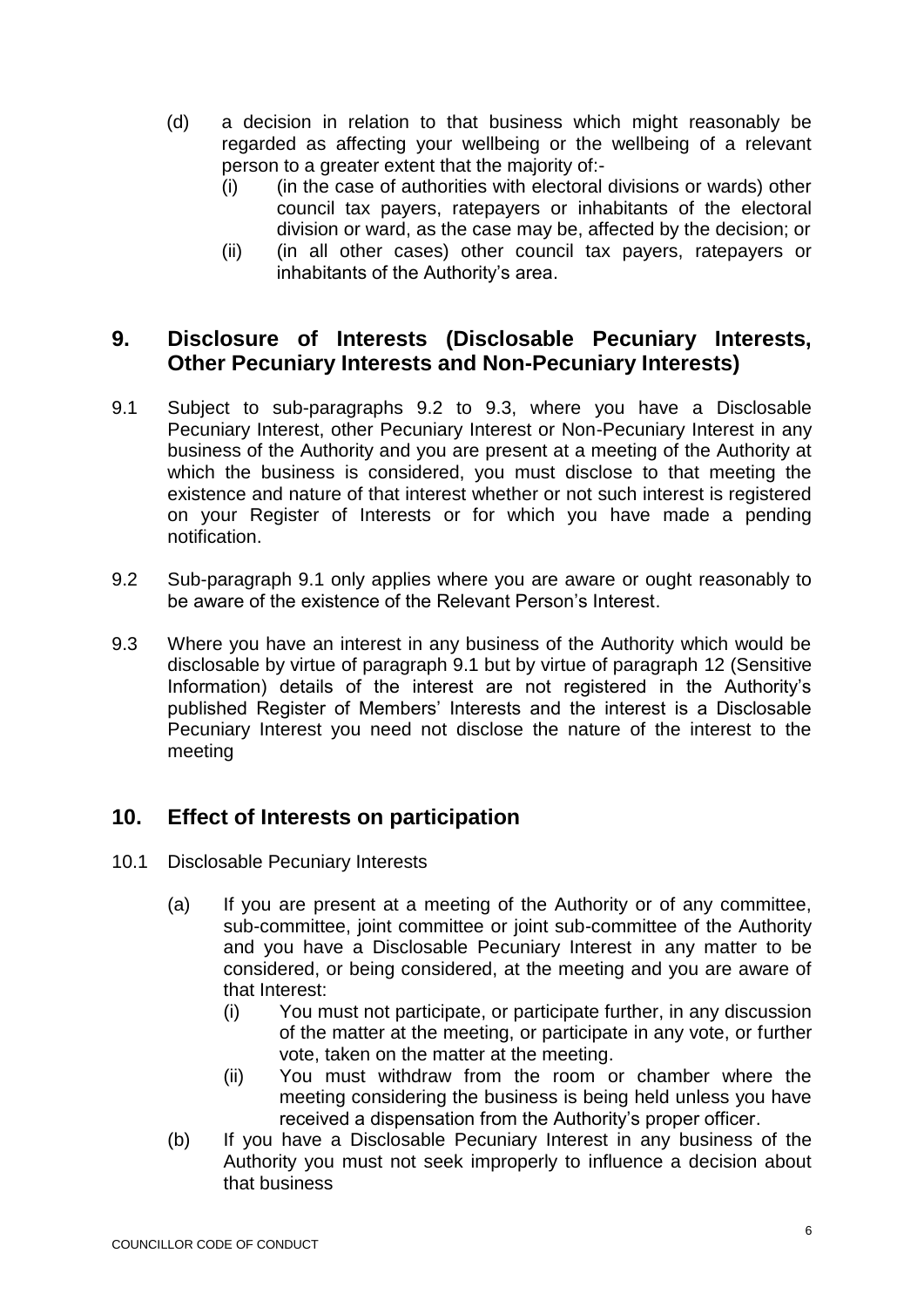(d) a decision in relation to that business which might reasonably be regarded as affecting your wellbeing or the wellbeing of a relevant person to a greater extent that the majority of:-
   (i) (in the case of authorities with electoral divisions or wards) other council tax payers, ratepayers or inhabitants of the electoral division or ward, as the case may be, affected by the decision; or
   (ii) (in all other cases) other council tax payers, ratepayers or inhabitants of the Authority's area.

## 9. Disclosure of Interests (Disclosable Pecuniary Interests, Other Pecuniary Interests and Non-Pecuniary Interests)

9.1 Subject to sub-paragraphs 9.2 to 9.3, where you have a Disclosable Pecuniary Interest, other Pecuniary Interest or Non-Pecuniary Interest in any business of the Authority and you are present at a meeting of the Authority at which the business is considered, you must disclose to that meeting the existence and nature of that interest whether or not such interest is registered on your Register of Interests or for which you have made a pending notification.

9.2 Sub-paragraph 9.1 only applies where you are aware or ought reasonably to be aware of the existence of the Relevant Person's Interest.

9.3 Where you have an interest in any business of the Authority which would be disclosable by virtue of paragraph 9.1 but by virtue of paragraph 12 (Sensitive Information) details of the interest are not registered in the Authority's published Register of Members' Interests and the interest is a Disclosable Pecuniary Interest you need not disclose the nature of the interest to the meeting

## 10. Effect of Interests on participation

10.1 Disclosable Pecuniary Interests

(a) If you are present at a meeting of the Authority or of any committee, sub-committee, joint committee or joint sub-committee of the Authority and you have a Disclosable Pecuniary Interest in any matter to be considered, or being considered, at the meeting and you are aware of that Interest:
   (i) You must not participate, or participate further, in any discussion of the matter at the meeting, or participate in any vote, or further vote, taken on the matter at the meeting.
   (ii) You must withdraw from the room or chamber where the meeting considering the business is being held unless you have received a dispensation from the Authority's proper officer.

(b) If you have a Disclosable Pecuniary Interest in any business of the Authority you must not seek improperly to influence a decision about that business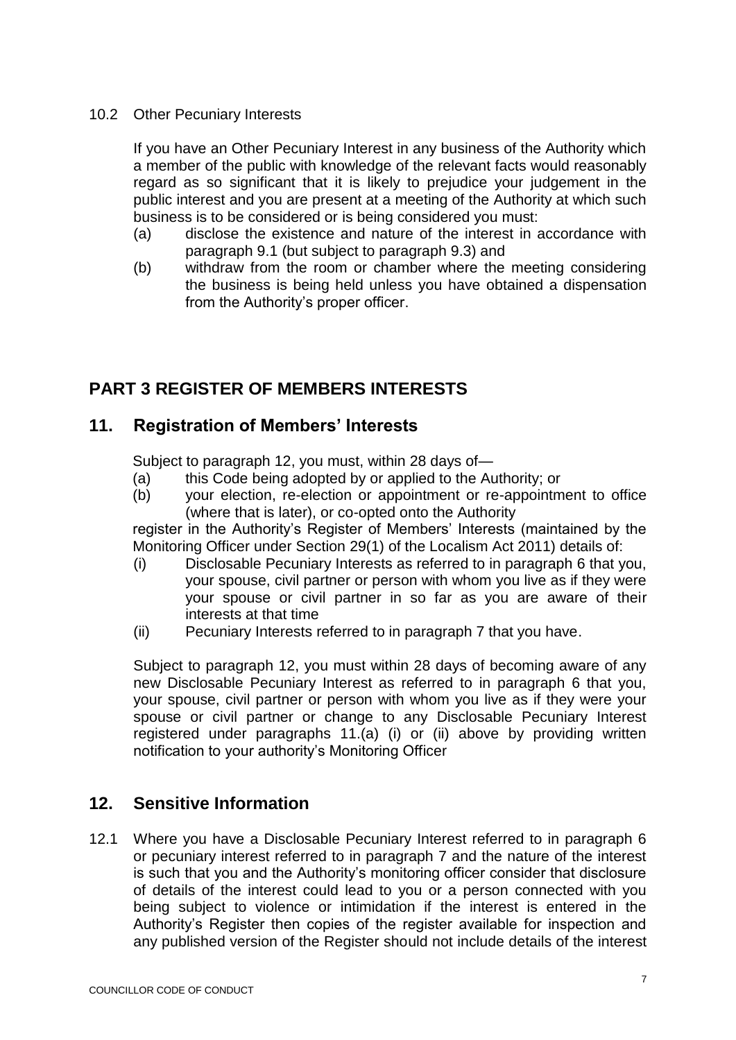10.2 Other Pecuniary Interests

If you have an Other Pecuniary Interest in any business of the Authority which a member of the public with knowledge of the relevant facts would reasonably regard as so significant that it is likely to prejudice your judgement in the public interest and you are present at a meeting of the Authority at which such business is to be considered or is being considered you must:

(a) disclose the existence and nature of the interest in accordance with paragraph 9.1 (but subject to paragraph 9.3) and

(b) withdraw from the room or chamber where the meeting considering the business is being held unless you have obtained a dispensation from the Authority's proper officer.

## PART 3 REGISTER OF MEMBERS INTERESTS

## 11. Registration of Members' Interests

Subject to paragraph 12, you must, within 28 days of—

(a) this Code being adopted by or applied to the Authority; or

(b) your election, re-election or appointment or re-appointment to office (where that is later), or co-opted onto the Authority

register in the Authority's Register of Members' Interests (maintained by the Monitoring Officer under Section 29(1) of the Localism Act 2011) details of:

(i) Disclosable Pecuniary Interests as referred to in paragraph 6 that you, your spouse, civil partner or person with whom you live as if they were your spouse or civil partner in so far as you are aware of their interests at that time

(ii) Pecuniary Interests referred to in paragraph 7 that you have.

Subject to paragraph 12, you must within 28 days of becoming aware of any new Disclosable Pecuniary Interest as referred to in paragraph 6 that you, your spouse, civil partner or person with whom you live as if they were your spouse or civil partner or change to any Disclosable Pecuniary Interest registered under paragraphs 11.(a) (i) or (ii) above by providing written notification to your authority's Monitoring Officer

## 12. Sensitive Information

12.1 Where you have a Disclosable Pecuniary Interest referred to in paragraph 6 or pecuniary interest referred to in paragraph 7 and the nature of the interest is such that you and the Authority's monitoring officer consider that disclosure of details of the interest could lead to you or a person connected with you being subject to violence or intimidation if the interest is entered in the Authority's Register then copies of the register available for inspection and any published version of the Register should not include details of the interest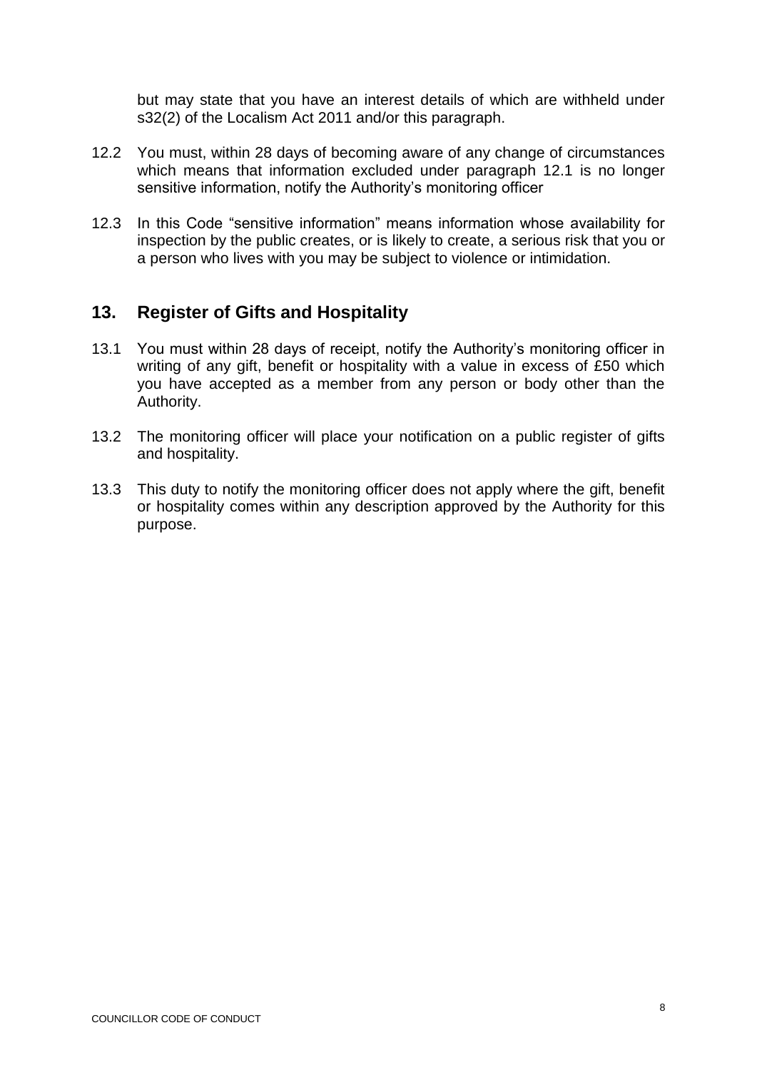but may state that you have an interest details of which are withheld under s32(2) of the Localism Act 2011 and/or this paragraph.

12.2 You must, within 28 days of becoming aware of any change of circumstances which means that information excluded under paragraph 12.1 is no longer sensitive information, notify the Authority's monitoring officer

12.3 In this Code "sensitive information" means information whose availability for inspection by the public creates, or is likely to create, a serious risk that you or a person who lives with you may be subject to violence or intimidation.

## 13. Register of Gifts and Hospitality

13.1 You must within 28 days of receipt, notify the Authority's monitoring officer in writing of any gift, benefit or hospitality with a value in excess of £50 which you have accepted as a member from any person or body other than the Authority.

13.2 The monitoring officer will place your notification on a public register of gifts and hospitality.

13.3 This duty to notify the monitoring officer does not apply where the gift, benefit or hospitality comes within any description approved by the Authority for this purpose.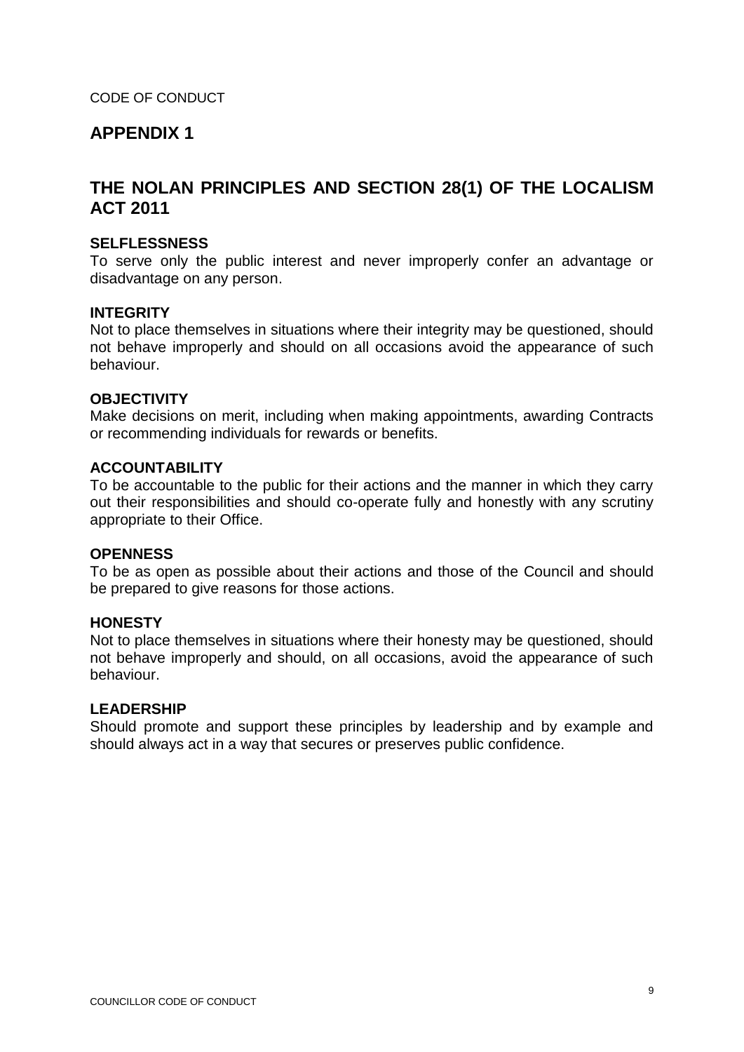CODE OF CONDUCT

## APPENDIX 1

## THE NOLAN PRINCIPLES AND SECTION 28(1) OF THE LOCALISM ACT 2011

**SELFLESSNESS**
To serve only the public interest and never improperly confer an advantage or disadvantage on any person.

**INTEGRITY**
Not to place themselves in situations where their integrity may be questioned, should not behave improperly and should on all occasions avoid the appearance of such behaviour.

**OBJECTIVITY**
Make decisions on merit, including when making appointments, awarding Contracts or recommending individuals for rewards or benefits.

**ACCOUNTABILITY**
To be accountable to the public for their actions and the manner in which they carry out their responsibilities and should co-operate fully and honestly with any scrutiny appropriate to their Office.

**OPENNESS**
To be as open as possible about their actions and those of the Council and should be prepared to give reasons for those actions.

**HONESTY**
Not to place themselves in situations where their honesty may be questioned, should not behave improperly and should, on all occasions, avoid the appearance of such behaviour.

**LEADERSHIP**
Should promote and support these principles by leadership and by example and should always act in a way that secures or preserves public confidence.